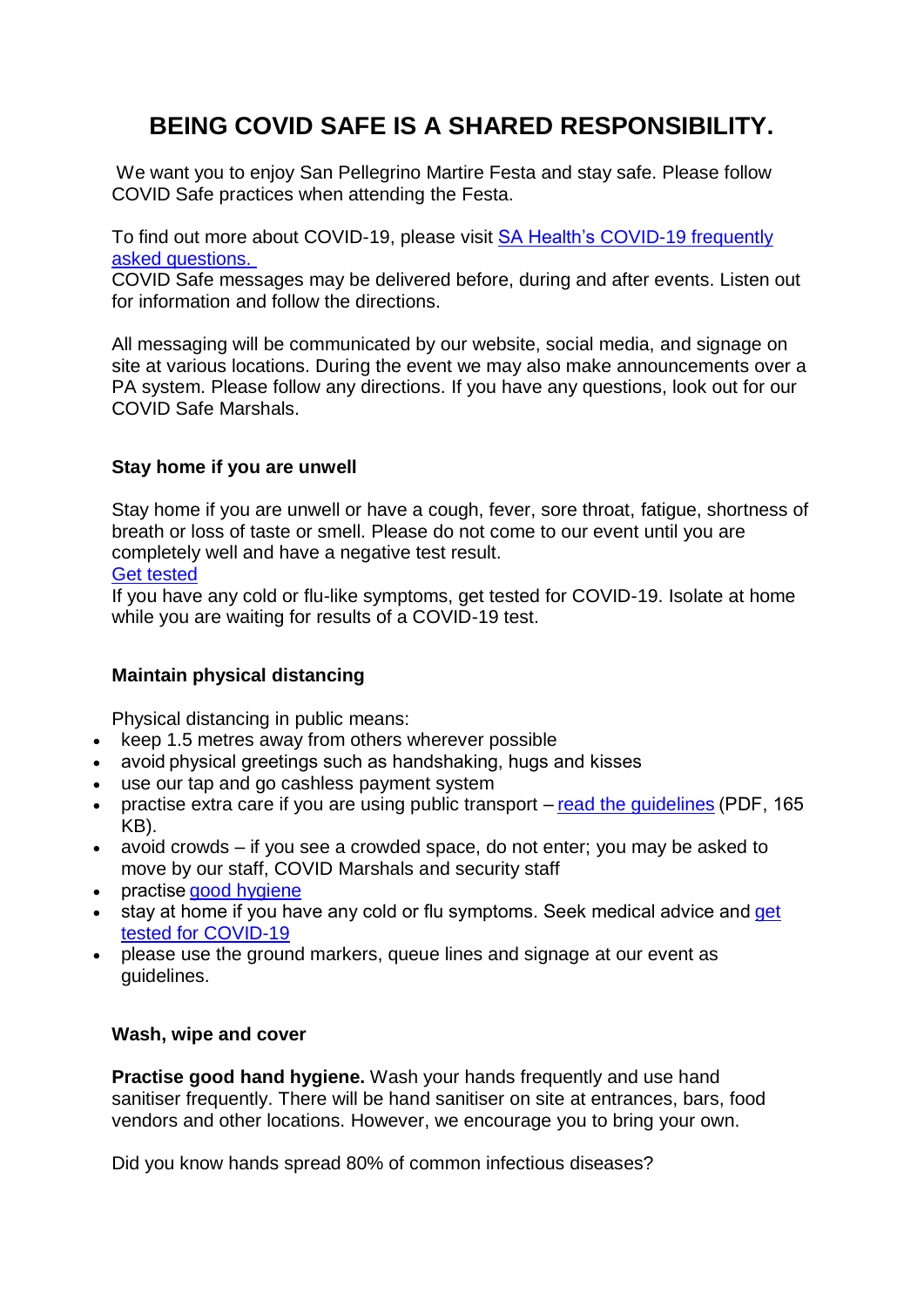# BEING COVID SAFE IS A SHARED RESPONSIBILITY.

We want you to enjoy San Pellegrino Martire Festa and stay safe. Please follow COVID Safe practices when attending the Festa.

To find out more about COVID-19, please visit [SA Health's COVID-19 frequently asked questions.](#)
COVID Safe messages may be delivered before, during and after events. Listen out for information and follow the directions.

All messaging will be communicated by our website, social media, and signage on site at various locations. During the event we may also make announcements over a PA system. Please follow any directions. If you have any questions, look out for our COVID Safe Marshals.

**Stay home if you are unwell**

Stay home if you are unwell or have a cough, fever, sore throat, fatigue, shortness of breath or loss of taste or smell. Please do not come to our event until you are completely well and have a negative test result.
[Get tested](#)
If you have any cold or flu-like symptoms, get tested for COVID-19. Isolate at home while you are waiting for results of a COVID-19 test.

**Maintain physical distancing**

Physical distancing in public means:

- keep 1.5 metres away from others wherever possible
- avoid physical greetings such as handshaking, hugs and kisses
- use our tap and go cashless payment system
- practise extra care if you are using public transport – [read the guidelines](#) (PDF, 165 KB).
- avoid crowds – if you see a crowded space, do not enter; you may be asked to move by our staff, COVID Marshals and security staff
- practise [good hygiene](#)
- stay at home if you have any cold or flu symptoms. Seek medical advice and [get tested for COVID-19](#)
- please use the ground markers, queue lines and signage at our event as guidelines.

**Wash, wipe and cover**

**Practise good hand hygiene.** Wash your hands frequently and use hand sanitiser frequently. There will be hand sanitiser on site at entrances, bars, food vendors and other locations. However, we encourage you to bring your own.

Did you know hands spread 80% of common infectious diseases?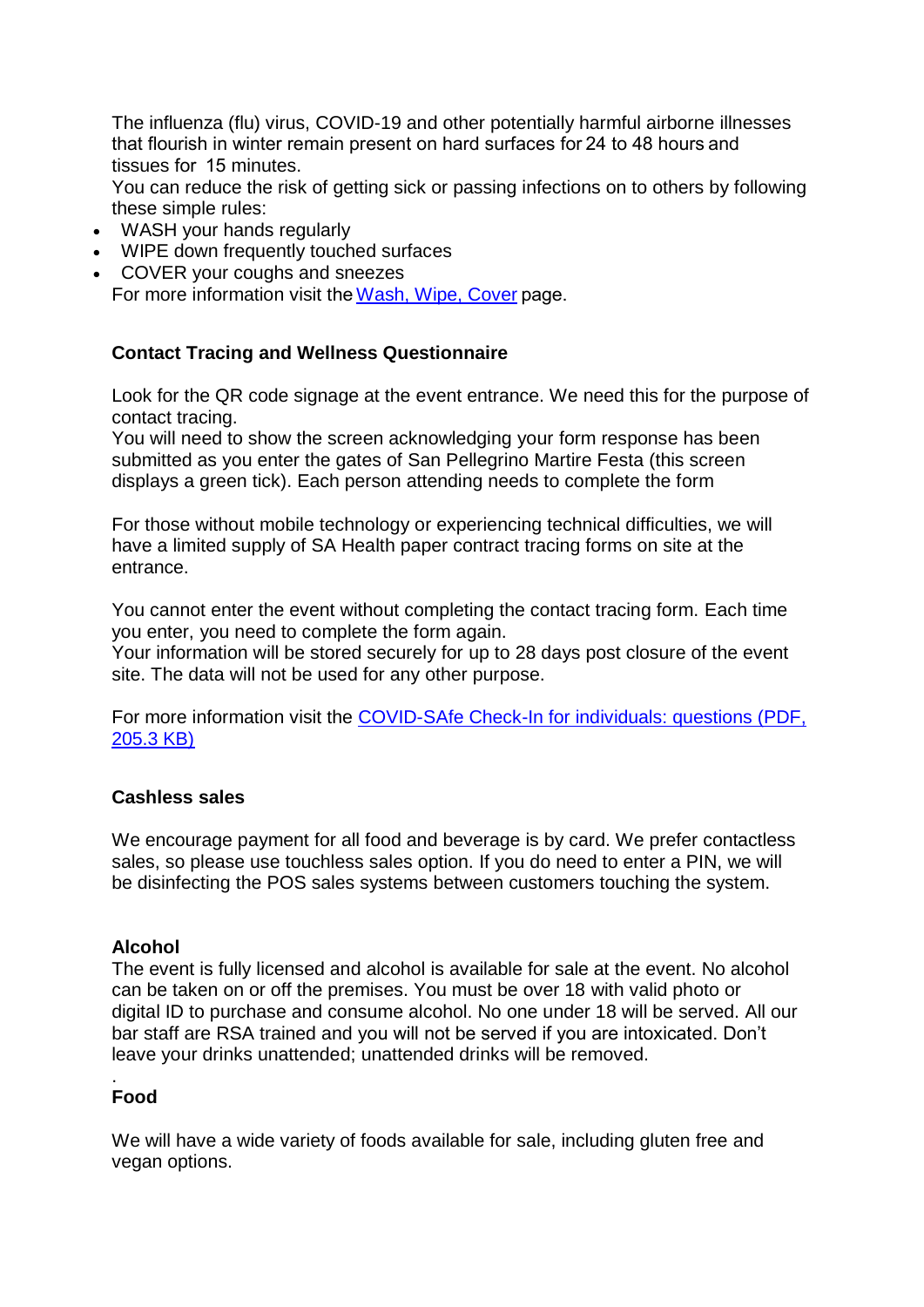The influenza (flu) virus, COVID-19 and other potentially harmful airborne illnesses that flourish in winter remain present on hard surfaces for 24 to 48 hours and tissues for 15 minutes.
You can reduce the risk of getting sick or passing infections on to others by following these simple rules:

- WASH your hands regularly
- WIPE down frequently touched surfaces
- COVER your coughs and sneezes

For more information visit the [Wash, Wipe, Cover](#) page.

**Contact Tracing and Wellness Questionnaire**

Look for the QR code signage at the event entrance. We need this for the purpose of contact tracing.
You will need to show the screen acknowledging your form response has been submitted as you enter the gates of San Pellegrino Martire Festa (this screen displays a green tick). Each person attending needs to complete the form

For those without mobile technology or experiencing technical difficulties, we will have a limited supply of SA Health paper contract tracing forms on site at the entrance.

You cannot enter the event without completing the contact tracing form. Each time you enter, you need to complete the form again.
Your information will be stored securely for up to 28 days post closure of the event site. The data will not be used for any other purpose.

For more information visit the [COVID-SAfe Check-In for individuals: questions (PDF, 205.3 KB)](#)

**Cashless sales**

We encourage payment for all food and beverage is by card. We prefer contactless sales, so please use touchless sales option. If you do need to enter a PIN, we will be disinfecting the POS sales systems between customers touching the system.

**Alcohol**
The event is fully licensed and alcohol is available for sale at the event. No alcohol can be taken on or off the premises. You must be over 18 with valid photo or digital ID to purchase and consume alcohol. No one under 18 will be served. All our bar staff are RSA trained and you will not be served if you are intoxicated. Don't leave your drinks unattended; unattended drinks will be removed.

.
**Food**

We will have a wide variety of foods available for sale, including gluten free and vegan options.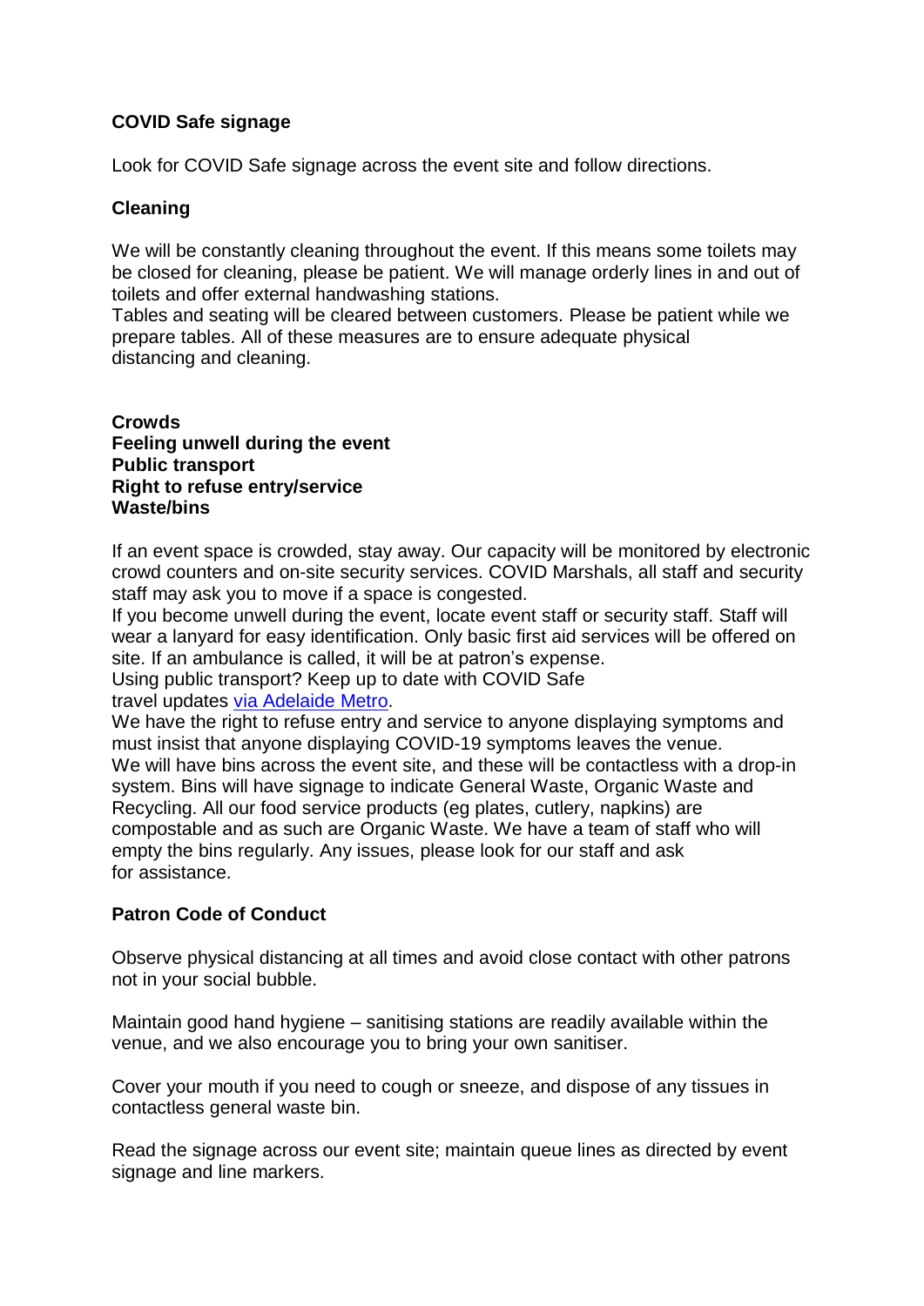**COVID Safe signage**

Look for COVID Safe signage across the event site and follow directions.

**Cleaning**

We will be constantly cleaning throughout the event. If this means some toilets may be closed for cleaning, please be patient. We will manage orderly lines in and out of toilets and offer external handwashing stations.
Tables and seating will be cleared between customers. Please be patient while we prepare tables. All of these measures are to ensure adequate physical distancing and cleaning.

**Crowds**
**Feeling unwell during the event**
**Public transport**
**Right to refuse entry/service**
**Waste/bins**

If an event space is crowded, stay away. Our capacity will be monitored by electronic crowd counters and on-site security services. COVID Marshals, all staff and security staff may ask you to move if a space is congested.
If you become unwell during the event, locate event staff or security staff. Staff will wear a lanyard for easy identification. Only basic first aid services will be offered on site. If an ambulance is called, it will be at patron's expense.
Using public transport? Keep up to date with COVID Safe travel updates via Adelaide Metro.
We have the right to refuse entry and service to anyone displaying symptoms and must insist that anyone displaying COVID-19 symptoms leaves the venue.
We will have bins across the event site, and these will be contactless with a drop-in system. Bins will have signage to indicate General Waste, Organic Waste and Recycling. All our food service products (eg plates, cutlery, napkins) are compostable and as such are Organic Waste. We have a team of staff who will empty the bins regularly. Any issues, please look for our staff and ask for assistance.

**Patron Code of Conduct**

Observe physical distancing at all times and avoid close contact with other patrons not in your social bubble.

Maintain good hand hygiene – sanitising stations are readily available within the venue, and we also encourage you to bring your own sanitiser.

Cover your mouth if you need to cough or sneeze, and dispose of any tissues in contactless general waste bin.

Read the signage across our event site; maintain queue lines as directed by event signage and line markers.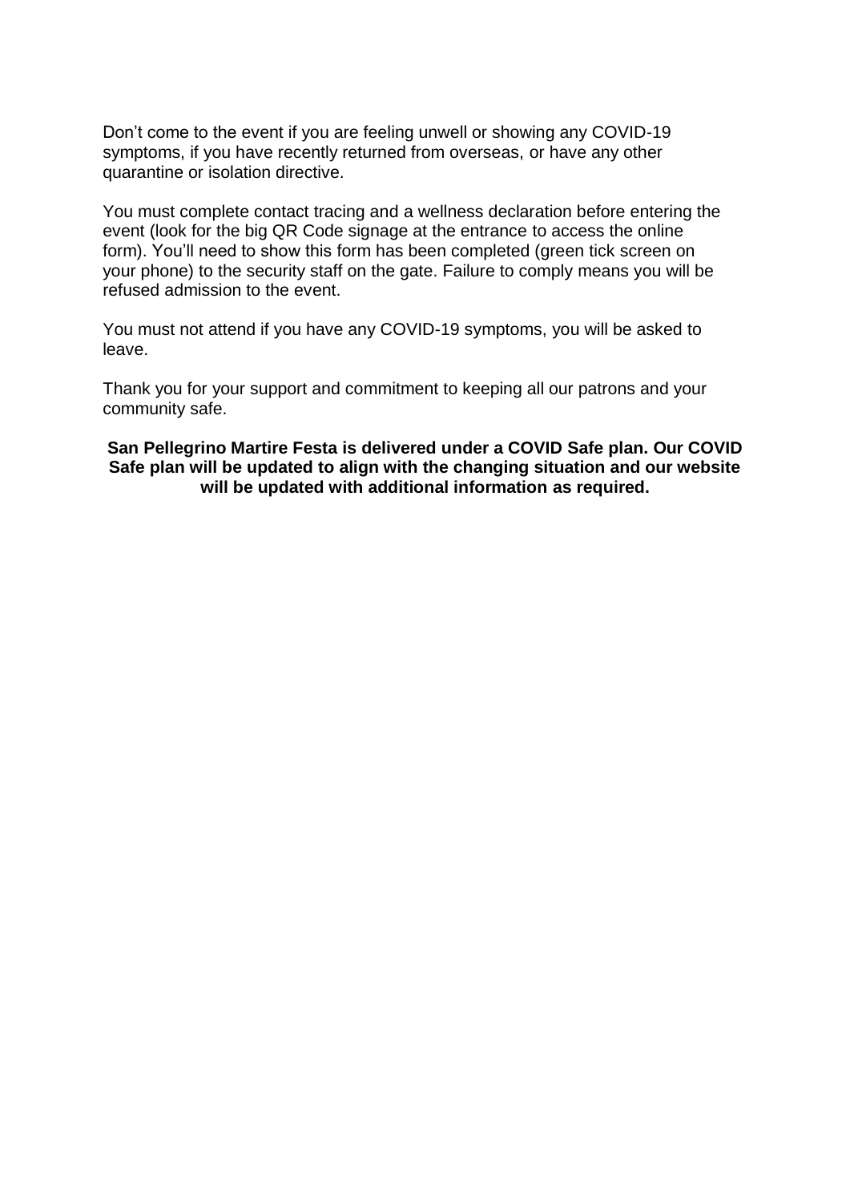Don't come to the event if you are feeling unwell or showing any COVID-19 symptoms, if you have recently returned from overseas, or have any other quarantine or isolation directive.

You must complete contact tracing and a wellness declaration before entering the event (look for the big QR Code signage at the entrance to access the online form). You'll need to show this form has been completed (green tick screen on your phone) to the security staff on the gate. Failure to comply means you will be refused admission to the event.

You must not attend if you have any COVID-19 symptoms, you will be asked to leave.

Thank you for your support and commitment to keeping all our patrons and your community safe.

**San Pellegrino Martire Festa is delivered under a COVID Safe plan. Our COVID Safe plan will be updated to align with the changing situation and our website will be updated with additional information as required.**